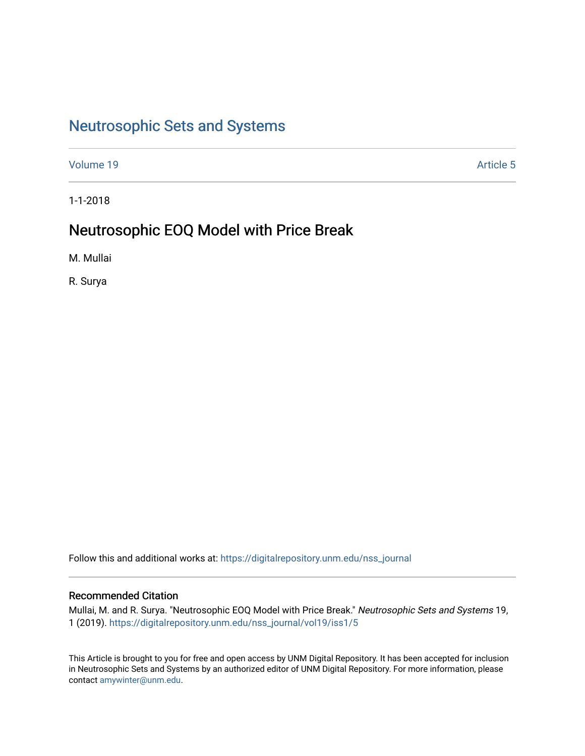# Neutrosophic Sets and Systems

Volume 19 Article 5

1-1-2018

## Neutrosophic EOQ Model with Price Break

M. Mullai

R. Surya

Follow this and additional works at: https://digitalrepository.unm.edu/nss_journal

### Recommended Citation

Mullai, M. and R. Surya. "Neutrosophic EOQ Model with Price Break." *Neutrosophic Sets and Systems* 19, 1 (2019). https://digitalrepository.unm.edu/nss_journal/vol19/iss1/5

This Article is brought to you for free and open access by UNM Digital Repository. It has been accepted for inclusion in Neutrosophic Sets and Systems by an authorized editor of UNM Digital Repository. For more information, please contact amywinter@unm.edu.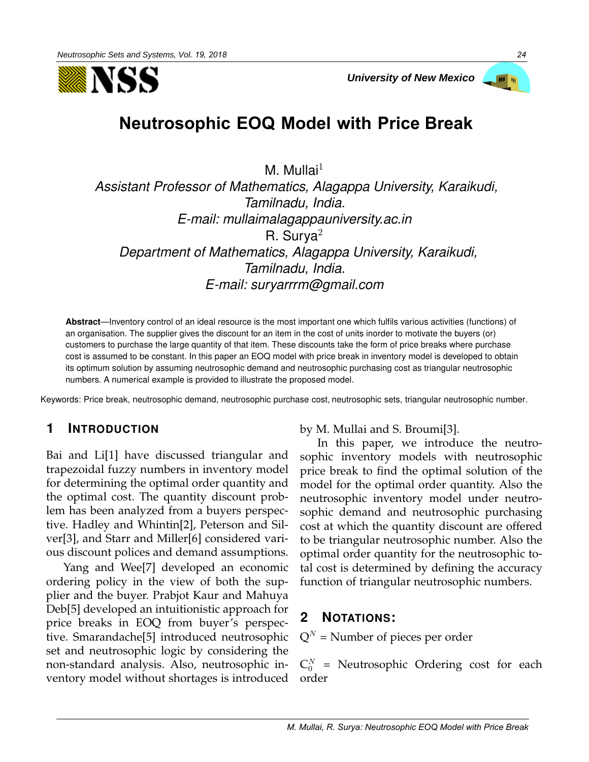# Neutrosophic EOQ Model with Price Break

M. Mullai[1]

*Assistant Professor of Mathematics, Alagappa University, Karaikudi, Tamilnadu, India.*
*E-mail: mullaimalagappauniversity.ac.in*

R. Surya[2]

*Department of Mathematics, Alagappa University, Karaikudi, Tamilnadu, India.*
*E-mail: suryarrrm@gmail.com*

**Abstract**—Inventory control of an ideal resource is the most important one which fulfils various activities (functions) of an organisation. The supplier gives the discount for an item in the cost of units inorder to motivate the buyers (or) customers to purchase the large quantity of that item. These discounts take the form of price breaks where purchase cost is assumed to be constant. In this paper an EOQ model with price break in inventory model is developed to obtain its optimum solution by assuming neutrosophic demand and neutrosophic purchasing cost as triangular neutrosophic numbers. A numerical example is provided to illustrate the proposed model.

Keywords: Price break, neutrosophic demand, neutrosophic purchase cost, neutrosophic sets, triangular neutrosophic number.

## 1 Introduction

Bai and Li[1] have discussed triangular and trapezoidal fuzzy numbers in inventory model for determining the optimal order quantity and the optimal cost. The quantity discount problem has been analyzed from a buyers perspective. Hadley and Whintin[2], Peterson and Silver[3], and Starr and Miller[6] considered various discount polices and demand assumptions.

Yang and Wee[7] developed an economic ordering policy in the view of both the supplier and the buyer. Prabjot Kaur and Mahuya Deb[5] developed an intuitionistic approach for price breaks in EOQ from buyer's perspective. Smarandache[5] introduced neutrosophic set and neutrosophic logic by considering the non-standard analysis. Also, neutrosophic inventory model without shortages is introduced by M. Mullai and S. Broumi[3].

In this paper, we introduce the neutrosophic inventory models with neutrosophic price break to find the optimal solution of the model for the optimal order quantity. Also the neutrosophic inventory model under neutrosophic demand and neutrosophic purchasing cost at which the quantity discount are offered to be triangular neutrosophic number. Also the optimal order quantity for the neutrosophic total cost is determined by defining the accuracy function of triangular neutrosophic numbers.

## 2 Notations:

$Q^N$ = Number of pieces per order

$C_0^N$ = Neutrosophic Ordering cost for each order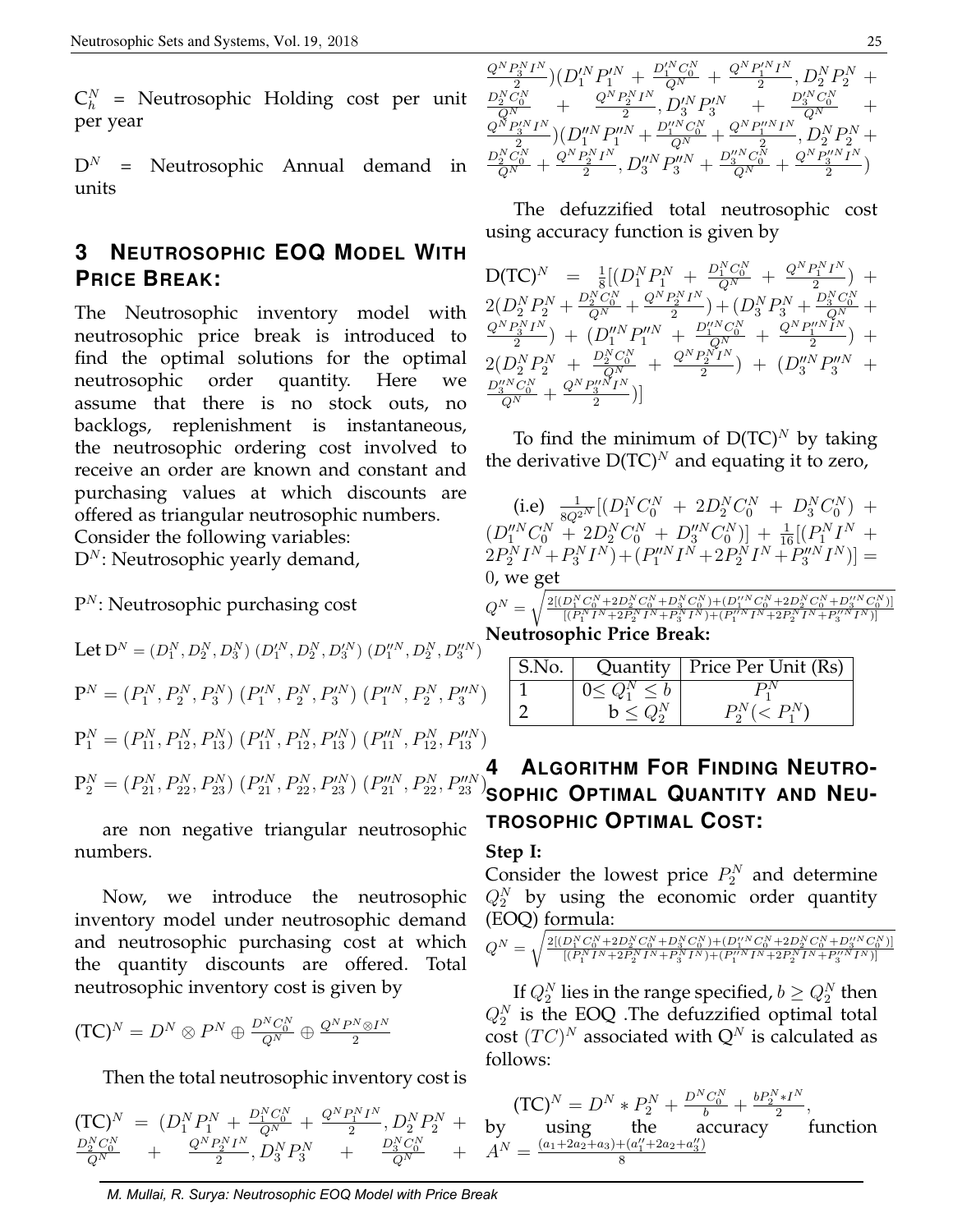$C_h^N$ = Neutrosophic Holding cost per unit per year

$D^N$ = Neutrosophic Annual demand in units

## 3 Neutrosophic EOQ Model With Price Break:

The Neutrosophic inventory model with neutrosophic price break is introduced to find the optimal solutions for the optimal neutrosophic order quantity. Here we assume that there is no stock outs, no backlogs, replenishment is instantaneous, the neutrosophic ordering cost involved to receive an order are known and constant and purchasing values at which discounts are offered as triangular neutrosophic numbers.

Consider the following variables:

$D^N$: Neutrosophic yearly demand,

$P^N$: Neutrosophic purchasing cost

Let $D^N = (D_1^N, D_2^N, D_3^N)\ (D_1'^N, D_2^N, D_3'^N)\ (D_1''^N, D_2^N, D_3''^N)$

$P^N = (P_1^N, P_2^N, P_3^N)\ (P_1'^N, P_2^N, P_3'^N)\ (P_1''^N, P_2^N, P_3''^N)$

$P_1^N = (P_{11}^N, P_{12}^N, P_{13}^N)\ (P_{11}'^N, P_{12}^N, P_{13}'^N)\ (P_{11}''^N, P_{12}^N, P_{13}''^N)$

$P_2^N = (P_{21}^N, P_{22}^N, P_{23}^N)\ (P_{21}'^N, P_{22}^N, P_{23}'^N)\ (P_{21}''^N, P_{22}^N, P_{23}''^N)$

are non negative triangular neutrosophic numbers.

Now, we introduce the neutrosophic inventory model under neutrosophic demand and neutrosophic purchasing cost at which the quantity discounts are offered. Total neutrosophic inventory cost is given by

$$(TC)^N = D^N \otimes P^N \oplus \frac{D^N C_0^N}{Q^N} \oplus \frac{Q^N P^N \otimes I^N}{2}$$

Then the total neutrosophic inventory cost is

$$(TC)^N = (D_1^N P_1^N + \frac{D_1^N C_0^N}{Q^N} + \frac{Q^N P_1^N I^N}{2}, D_2^N P_2^N + \frac{D_2^N C_0^N}{Q^N} + \frac{Q^N P_2^N I^N}{2}, D_3^N P_3^N + \frac{D_3^N C_0^N}{Q^N} + \frac{Q^N P_3^N I^N}{2})(D_1'^N P_1'^N + \frac{D_1'^N C_0^N}{Q^N} + \frac{Q^N P_1'^N I^N}{2}, D_2^N P_2^N + \frac{D_2^N C_0^N}{Q^N} + \frac{Q^N P_2^N I^N}{2}, D_3'^N P_3'^N + \frac{D_3'^N C_0^N}{Q^N} + \frac{Q^N P_3'^N I^N}{2})(D_1''^N P_1''^N + \frac{D_1''^N C_0^N}{Q^N} + \frac{Q^N P_1''^N I^N}{2}, D_2^N P_2^N + \frac{D_2^N C_0^N}{Q^N} + \frac{Q^N P_2^N I^N}{2}, D_3''^N P_3''^N + \frac{D_3''^N C_0^N}{Q^N} + \frac{Q^N P_3''^N I^N}{2})$$

The defuzzified total neutrosophic cost using accuracy function is given by

$$D(TC)^N = \frac{1}{8}[(D_1^N P_1^N + \frac{D_1^N C_0^N}{Q^N} + \frac{Q^N P_1^N I^N}{2}) + 2(D_2^N P_2^N + \frac{D_2^N C_0^N}{Q^N} + \frac{Q^N P_2^N I^N}{2}) + (D_3^N P_3^N + \frac{D_3^N C_0^N}{Q^N} + \frac{Q^N P_3^N I^N}{2}) + (D_1''^N P_1''^N + \frac{D_1''^N C_0^N}{Q^N} + \frac{Q^N P_1''^N I^N}{2}) + 2(D_2^N P_2^N + \frac{D_2^N C_0^N}{Q^N} + \frac{Q^N P_2^N I^N}{2}) + (D_3''^N P_3''^N + \frac{D_3''^N C_0^N}{Q^N} + \frac{Q^N P_3''^N I^N}{2})]$$

To find the minimum of $D(TC)^N$ by taking the derivative $D(TC)^N$ and equating it to zero,

(i.e) $\frac{1}{8Q^{2^N}}[(D_1^N C_0^N + 2D_2^N C_0^N + D_3^N C_0^N) + (D_1''^N C_0^N + 2D_2^N C_0^N + D_3''^N C_0^N)] + \frac{1}{16}[(P_1^N I^N + 2P_2^N I^N + P_3^N I^N) + (P_1''^N I^N + 2P_2^N I^N + P_3''^N I^N)] = 0$, we get

$$Q^N = \sqrt{\frac{2[(D_1^N C_0^N + 2D_2^N C_0^N + D_3^N C_0^N) + (D_1''^N C_0^N + 2D_2^N C_0^N + D_3''^N C_0^N)]}{[(P_1^N I^N + 2P_2^N I^N + P_3^N I^N) + (P_1''^N I^N + 2P_2^N I^N + P_3''^N I^N)]}}$$

**Neutrosophic Price Break:**

| S.No. | Quantity | Price Per Unit (Rs) |
|---|---|---|
| 1 | $0 \leq Q_1^N \leq b$ | $P_1^N$ |
| 2 | $b \leq Q_2^N$ | $P_2^N (< P_1^N)$ |

## 4 Algorithm For Finding Neutrosophic Optimal Quantity and Neutrosophic Optimal Cost:

**Step I:**

Consider the lowest price $P_2^N$ and determine $Q_2^N$ by using the economic order quantity (EOQ) formula:

$$Q^N = \sqrt{\frac{2[(D_1^N C_0^N + 2D_2^N C_0^N + D_3^N C_0^N) + (D_1''^N C_0^N + 2D_2^N C_0^N + D_3''^N C_0^N)]}{[(P_1^N I^N + 2P_2^N I^N + P_3^N I^N) + (P_1''^N I^N + 2P_2^N I^N + P_3''^N I^N)]}}$$

If $Q_2^N$ lies in the range specified, $b \geq Q_2^N$ then $Q_2^N$ is the EOQ .The defuzzified optimal total cost $(TC)^N$ associated with $Q^N$ is calculated as follows:

$$(TC)^N = D^N * P_2^N + \frac{D^N C_0^N}{b} + \frac{b P_2^N * I^N}{2},$$

by using the accuracy function $A^N = \frac{(a_1 + 2a_2 + a_3) + (a_1'' + 2a_2 + a_3'')}{8}$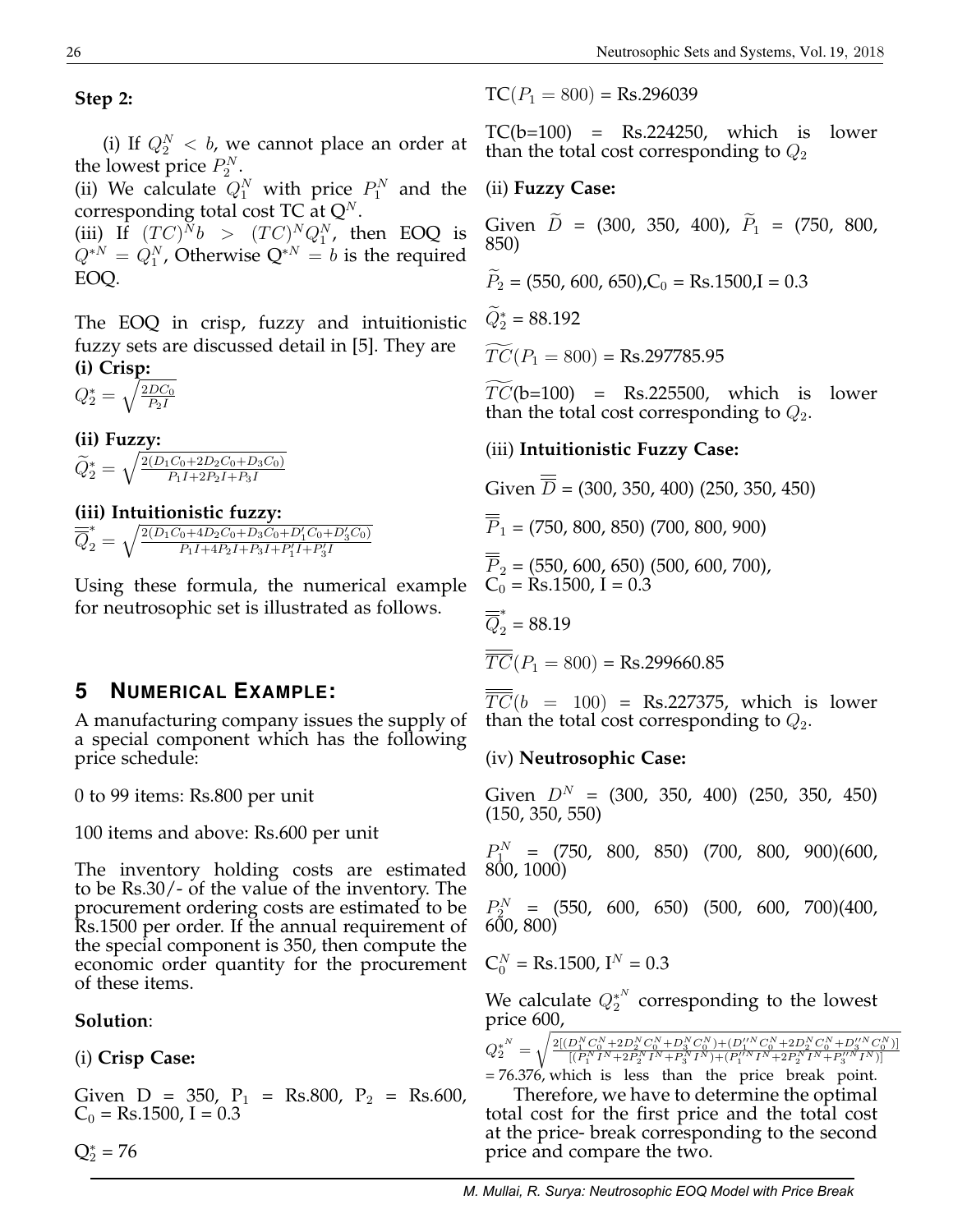**Step 2:**

(i) If $Q_2^N < b$, we cannot place an order at the lowest price $P_2^N$.
(ii) We calculate $Q_1^N$ with price $P_1^N$ and the corresponding total cost TC at $Q^N$.
(iii) If $(TC)^N b > (TC)^N Q_1^N$, then EOQ is $Q^{*N} = Q_1^N$, Otherwise $Q^{*N} = b$ is the required EOQ.

The EOQ in crisp, fuzzy and intuitionistic fuzzy sets are discussed detail in [5]. They are

**(i) Crisp:**

$Q_2^* = \sqrt{\frac{2DC_0}{P_2 I}}$

**(ii) Fuzzy:**

$\widetilde{Q}_2^* = \sqrt{\frac{2(D_1C_0+2D_2C_0+D_3C_0)}{P_1I+2P_2I+P_3I}}$

**(iii) Intuitionistic fuzzy:**

$\overline{\overline{Q}}_2^* = \sqrt{\frac{2(D_1C_0+4D_2C_0+D_3C_0+D_1'C_0+D_3'C_0)}{P_1I+4P_2I+P_3I+P_1'I+P_3'I}}$

Using these formula, the numerical example for neutrosophic set is illustrated as follows.

## 5 Numerical Example:

A manufacturing company issues the supply of a special component which has the following price schedule:

0 to 99 items: Rs.800 per unit

100 items and above: Rs.600 per unit

The inventory holding costs are estimated to be Rs.30/- of the value of the inventory. The procurement ordering costs are estimated to be Rs.1500 per order. If the annual requirement of the special component is 350, then compute the economic order quantity for the procurement of these items.

**Solution**:

(i) **Crisp Case:**

Given D = 350, $P_1$ = Rs.800, $P_2$ = Rs.600, $C_0$ = Rs.1500, I = 0.3

$Q_2^*$ = 76

TC($P_1 = 800$) = Rs.296039

TC(b=100) = Rs.224250, which is lower than the total cost corresponding to $Q_2$

(ii) **Fuzzy Case:**

Given $\widetilde{D}$ = (300, 350, 400), $\widetilde{P}_1$ = (750, 800, 850)

$\widetilde{P}_2$ = (550, 600, 650), $C_0$ = Rs.1500, I = 0.3

$\widetilde{Q}_2^*$ = 88.192

$\widetilde{TC}(P_1 = 800)$ = Rs.297785.95

$\widetilde{TC}$(b=100) = Rs.225500, which is lower than the total cost corresponding to $Q_2$.

(iii) **Intuitionistic Fuzzy Case:**

Given $\overline{\overline{D}}$ = (300, 350, 400) (250, 350, 450)

$\overline{\overline{P}}_1$ = (750, 800, 850) (700, 800, 900)

$\overline{\overline{P}}_2$ = (550, 600, 650) (500, 600, 700),
$C_0$ = Rs.1500, I = 0.3

$\overline{\overline{Q}}_2^*$ = 88.19

$\overline{\overline{TC}}(P_1 = 800)$ = Rs.299660.85

$\overline{\overline{TC}}(b = 100)$ = Rs.227375, which is lower than the total cost corresponding to $Q_2$.

(iv) **Neutrosophic Case:**

Given $D^N$ = (300, 350, 400) (250, 350, 450) (150, 350, 550)

$P_1^N$ = (750, 800, 850) (700, 800, 900)(600, 800, 1000)

$P_2^N$ = (550, 600, 650) (500, 600, 700)(400, 600, 800)

$C_0^N$ = Rs.1500, $I^N$ = 0.3

We calculate $Q_2^{*^N}$ corresponding to the lowest price 600,

$Q_2^{*^N} = \sqrt{\frac{2[(D_1^NC_0^N+2D_2^NC_0^N+D_3^NC_0^N)+(D_1'^NC_0^N+2D_2^NC_0^N+D_3''^NC_0^N)]}{[(P_1^NI^N+2P_2^NI^N+P_3^NI^N)+(P_1''^NI^N+2P_2^NI^N+P_3''^NI^N)]}}$

= 76.376, which is less than the price break point.

Therefore, we have to determine the optimal total cost for the first price and the total cost at the price- break corresponding to the second price and compare the two.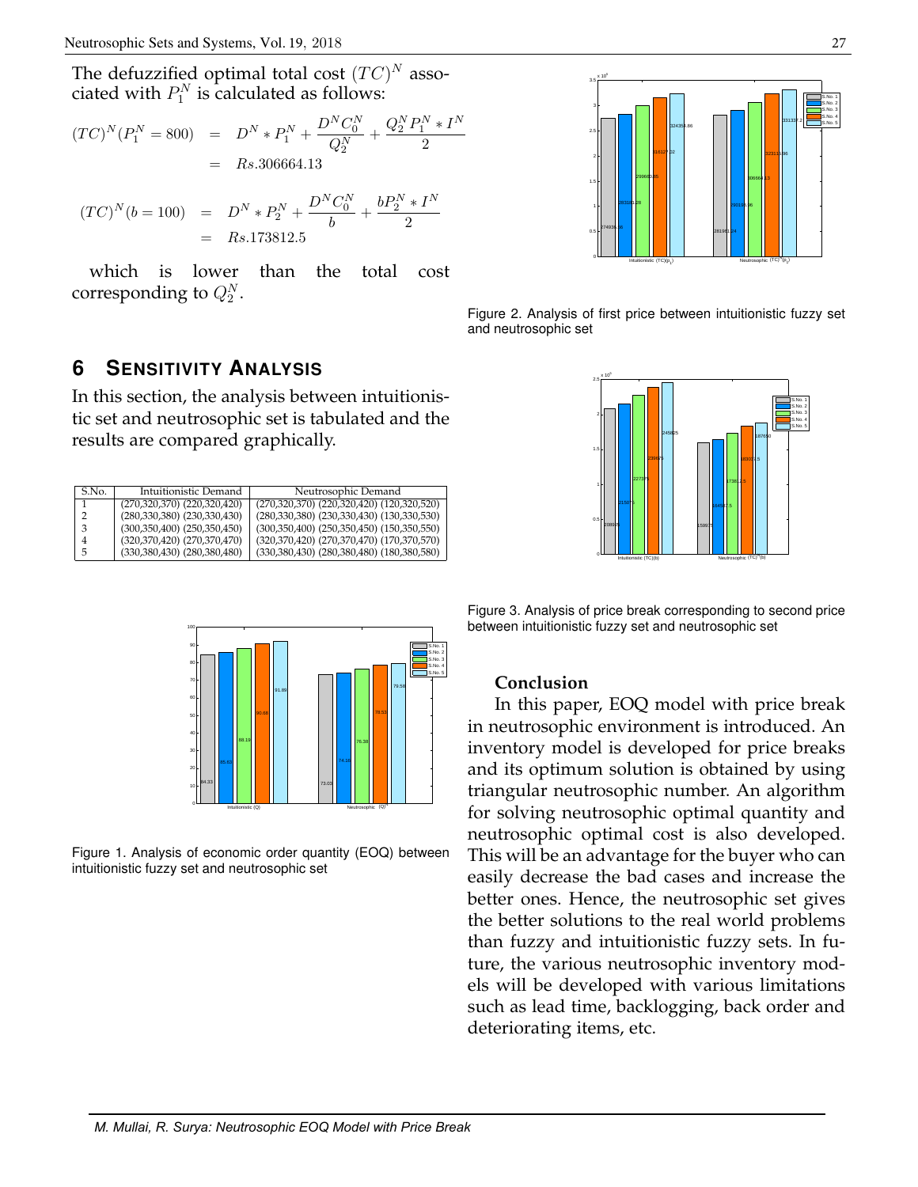The defuzzified optimal total cost $(TC)^N$ associated with $P_1^N$ is calculated as follows:

$$(TC)^N(P_1^N = 800) = D^N * P_1^N + \frac{D^N C_0^N}{Q_2^N} + \frac{Q_2^N P_1^N * I^N}{2} = Rs.306664.13$$

$$(TC)^N(b = 100) = D^N * P_2^N + \frac{D^N C_0^N}{b} + \frac{bP_2^N * I^N}{2} = Rs.173812.5$$

which is lower than the total cost corresponding to $Q_2^N$.

# 6 Sensitivity Analysis

In this section, the analysis between intuitionistic set and neutrosophic set is tabulated and the results are compared graphically.

| S.No. | Intuitionistic Demand | Neutrosophic Demand |
|---|---|---|
| 1 | (270,320,370) (220,320,420) | (270,320,370) (220,320,420) (120,320,520) |
| 2 | (280,330,380) (230,330,430) | (280,330,380) (230,330,430) (130,330,530) |
| 3 | (300,350,400) (250,350,450) | (300,350,400) (250,350,450) (150,350,550) |
| 4 | (320,370,420) (270,370,470) | (320,370,420) (270,370,470) (170,370,570) |
| 5 | (330,380,430) (280,380,480) | (330,380,430) (280,380,480) (180,380,580) |

Figure 1. Analysis of economic order quantity (EOQ) between intuitionistic fuzzy set and neutrosophic set

Figure 2. Analysis of first price between intuitionistic fuzzy set and neutrosophic set

Figure 3. Analysis of price break corresponding to second price between intuitionistic fuzzy set and neutrosophic set

## Conclusion

In this paper, EOQ model with price break in neutrosophic environment is introduced. An inventory model is developed for price breaks and its optimum solution is obtained by using triangular neutrosophic number. An algorithm for solving neutrosophic optimal quantity and neutrosophic optimal cost is also developed. This will be an advantage for the buyer who can easily decrease the bad cases and increase the better ones. Hence, the neutrosophic set gives the better solutions to the real world problems than fuzzy and intuitionistic fuzzy sets. In future, the various neutrosophic inventory models will be developed with various limitations such as lead time, backlogging, back order and deteriorating items, etc.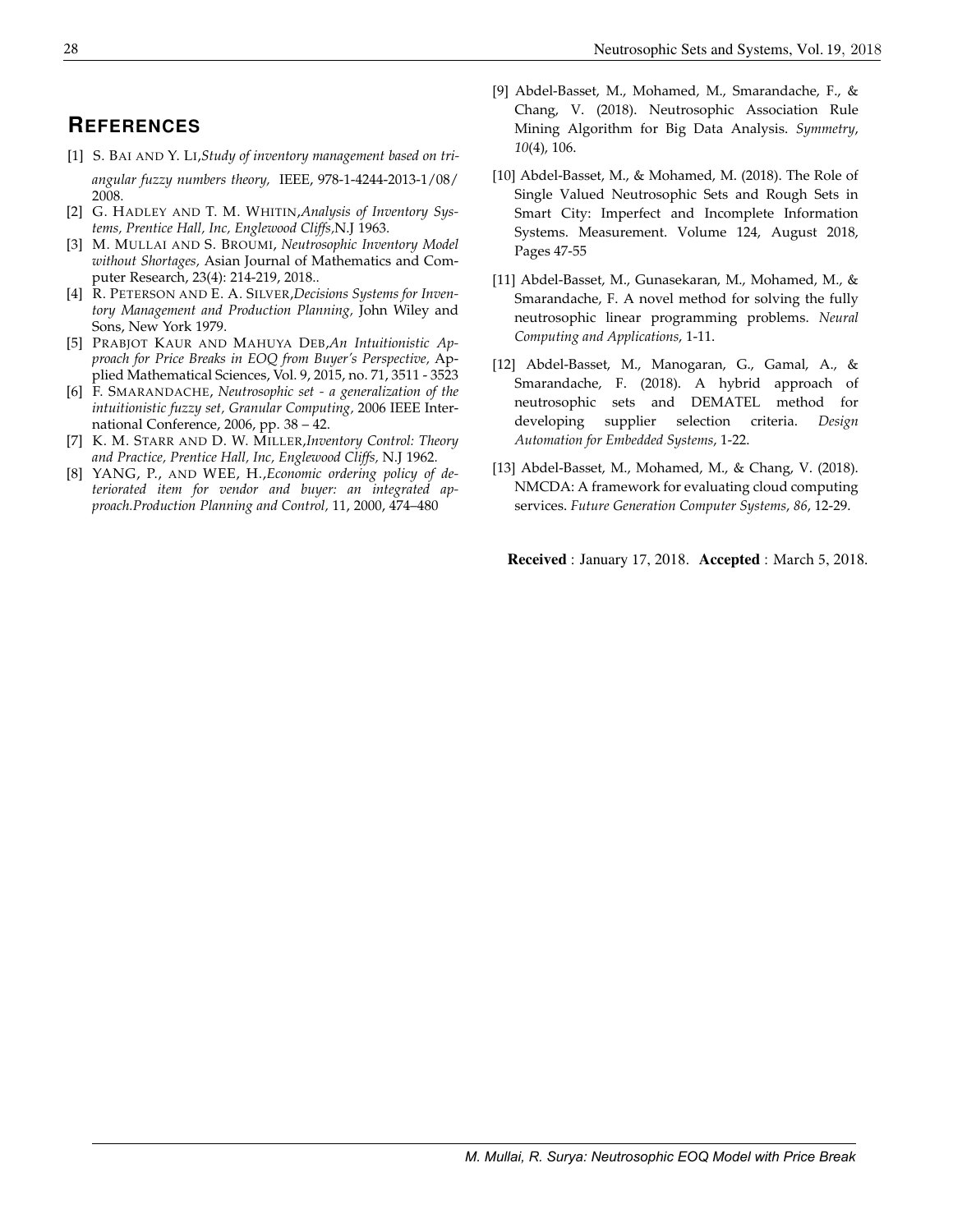## REFERENCES

[1] S. Bai and Y. Li, *Study of inventory management based on triangular fuzzy numbers theory,* IEEE, 978-1-4244-2013-1/08/ 2008.

[2] G. Hadley and T. M. Whitin, *Analysis of Inventory Systems, Prentice Hall, Inc, Englewood Cliffs,* N.J 1963.

[3] M. Mullai and S. Broumi, *Neutrosophic Inventory Model without Shortages*, Asian Journal of Mathematics and Computer Research, 23(4): 214-219, 2018..

[4] R. Peterson and E. A. Silver, *Decisions Systems for Inventory Management and Production Planning,* John Wiley and Sons, New York 1979.

[5] Prabjot Kaur and Mahuya Deb, *An Intuitionistic Approach for Price Breaks in EOQ from Buyer's Perspective,* Applied Mathematical Sciences, Vol. 9, 2015, no. 71, 3511 - 3523

[6] F. Smarandache, *Neutrosophic set - a generalization of the intuitionistic fuzzy set, Granular Computing,* 2006 IEEE International Conference, 2006, pp. 38 – 42.

[7] K. M. Starr and D. W. Miller, *Inventory Control: Theory and Practice, Prentice Hall, Inc, Englewood Cliffs,* N.J 1962.

[8] YANG, P., and WEE, H., *Economic ordering policy of deteriorated item for vendor and buyer: an integrated approach.Production Planning and Control,* 11, 2000, 474–480

[9] Abdel-Basset, M., Mohamed, M., Smarandache, F., & Chang, V. (2018). Neutrosophic Association Rule Mining Algorithm for Big Data Analysis. *Symmetry*, *10*(4), 106.

[10] Abdel-Basset, M., & Mohamed, M. (2018). The Role of Single Valued Neutrosophic Sets and Rough Sets in Smart City: Imperfect and Incomplete Information Systems. Measurement. Volume 124, August 2018, Pages 47-55

[11] Abdel-Basset, M., Gunasekaran, M., Mohamed, M., & Smarandache, F. A novel method for solving the fully neutrosophic linear programming problems. *Neural Computing and Applications*, 1-11.

[12] Abdel-Basset, M., Manogaran, G., Gamal, A., & Smarandache, F. (2018). A hybrid approach of neutrosophic sets and DEMATEL method for developing supplier selection criteria. *Design Automation for Embedded Systems*, 1-22.

[13] Abdel-Basset, M., Mohamed, M., & Chang, V. (2018). NMCDA: A framework for evaluating cloud computing services. *Future Generation Computer Systems*, *86*, 12-29.

**Received** : January 17, 2018. **Accepted** : March 5, 2018.